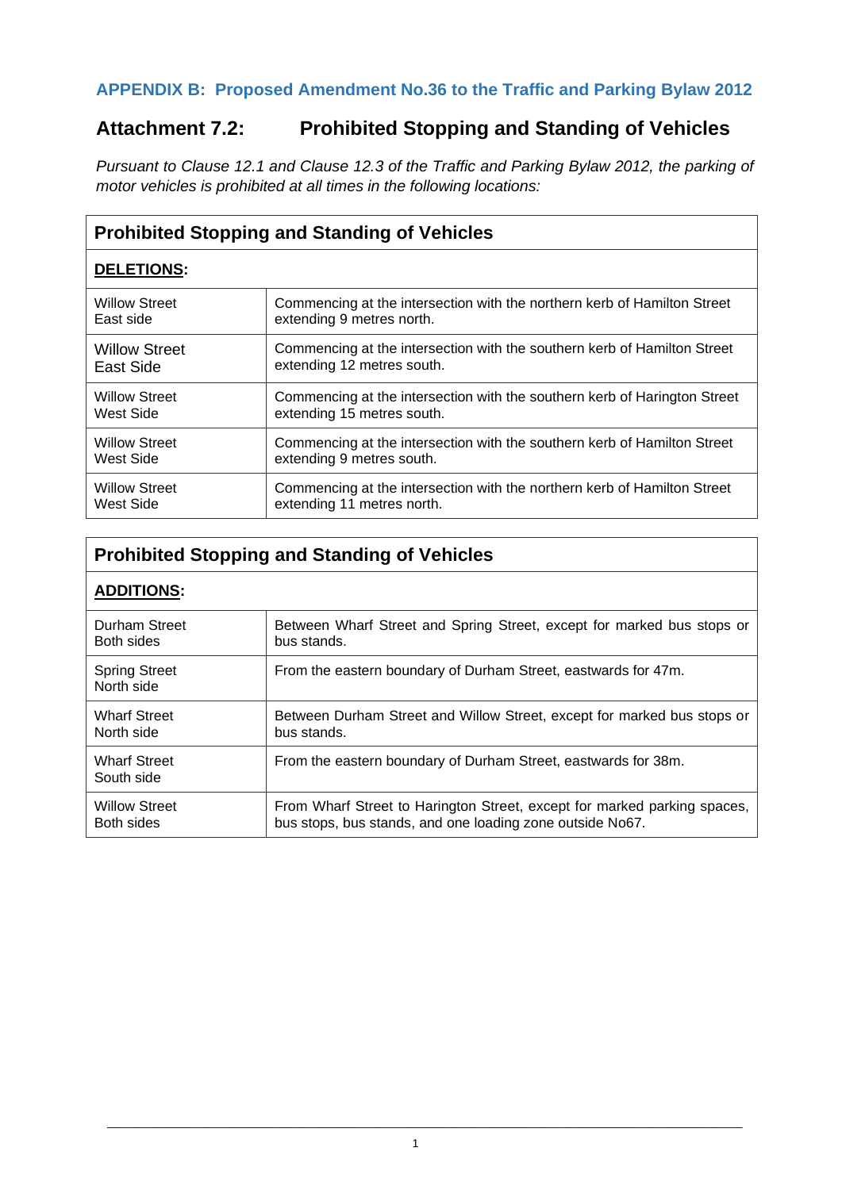## APPENDIX B: Proposed Amendment No.36 to the Traffic and Parking Bylaw 2012

# Attachment 7.2: Prohibited Stopping and Standing of Vehicles

*Pursuant to Clause 12.1 and Clause 12.3 of the Traffic and Parking Bylaw 2012, the parking of motor vehicles is prohibited at all times in the following locations:*

| **Prohibited Stopping and Standing of Vehicles** | |
|---|---|
| **DELETIONS:** | |
| Willow Street<br>East side | Commencing at the intersection with the northern kerb of Hamilton Street extending 9 metres north. |
| Willow Street<br>East Side | Commencing at the intersection with the southern kerb of Hamilton Street extending 12 metres south. |
| Willow Street<br>West Side | Commencing at the intersection with the southern kerb of Harington Street extending 15 metres south. |
| Willow Street<br>West Side | Commencing at the intersection with the southern kerb of Hamilton Street extending 9 metres south. |
| Willow Street<br>West Side | Commencing at the intersection with the northern kerb of Hamilton Street extending 11 metres north. |

| **Prohibited Stopping and Standing of Vehicles** | |
|---|---|
| **ADDITIONS:** | |
| Durham Street<br>Both sides | Between Wharf Street and Spring Street, except for marked bus stops or bus stands. |
| Spring Street<br>North side | From the eastern boundary of Durham Street, eastwards for 47m. |
| Wharf Street<br>North side | Between Durham Street and Willow Street, except for marked bus stops or bus stands. |
| Wharf Street<br>South side | From the eastern boundary of Durham Street, eastwards for 38m. |
| Willow Street<br>Both sides | From Wharf Street to Harington Street, except for marked parking spaces, bus stops, bus stands, and one loading zone outside No67. |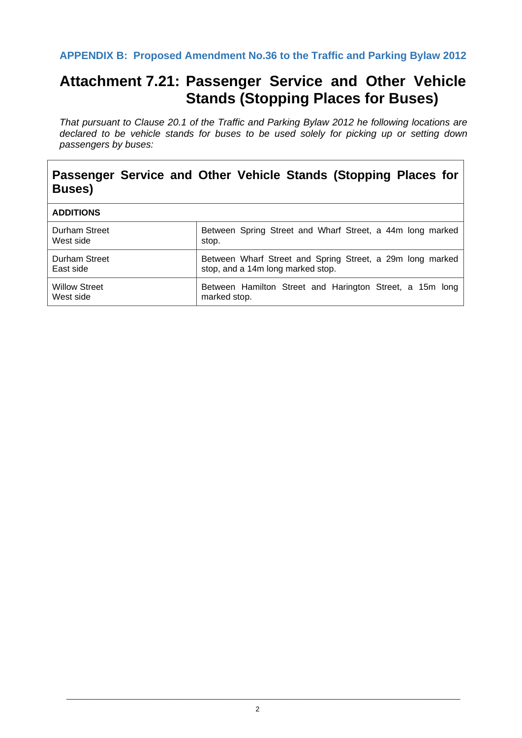**APPENDIX B: Proposed Amendment No.36 to the Traffic and Parking Bylaw 2012**

# Attachment 7.21: Passenger Service and Other Vehicle Stands (Stopping Places for Buses)

*That pursuant to Clause 20.1 of the Traffic and Parking Bylaw 2012 he following locations are declared to be vehicle stands for buses to be used solely for picking up or setting down passengers by buses:*

| **Passenger Service and Other Vehicle Stands (Stopping Places for Buses)** | |
|---|---|
| **ADDITIONS** | |
| Durham Street<br>West side | Between Spring Street and Wharf Street, a 44m long marked stop. |
| Durham Street<br>East side | Between Wharf Street and Spring Street, a 29m long marked stop, and a 14m long marked stop. |
| Willow Street<br>West side | Between Hamilton Street and Harington Street, a 15m long marked stop. |